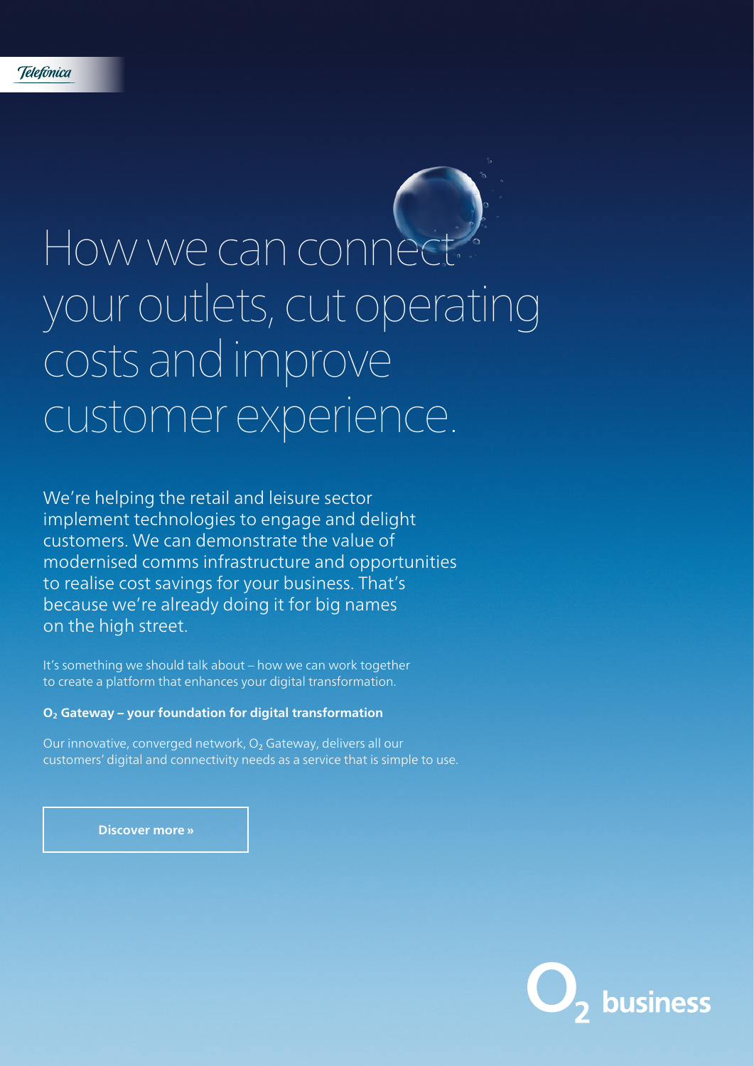Telefónica

# How we can connect your outlets, cut operating costs and improve customer experience.

We're helping the retail and leisure sector implement technologies to engage and delight customers. We can demonstrate the value of modernised comms infrastructure and opportunities to realise cost savings for your business. That's because we're already doing it for big names on the high street.

It's something we should talk about – how we can work together to create a platform that enhances your digital transformation.

**$O_2$ Gateway – your foundation for digital transformation**

Our innovative, converged network, $O_2$ Gateway, delivers all our customers' digital and connectivity needs as a service that is simple to use.

**Discover more »**

$O_2$ business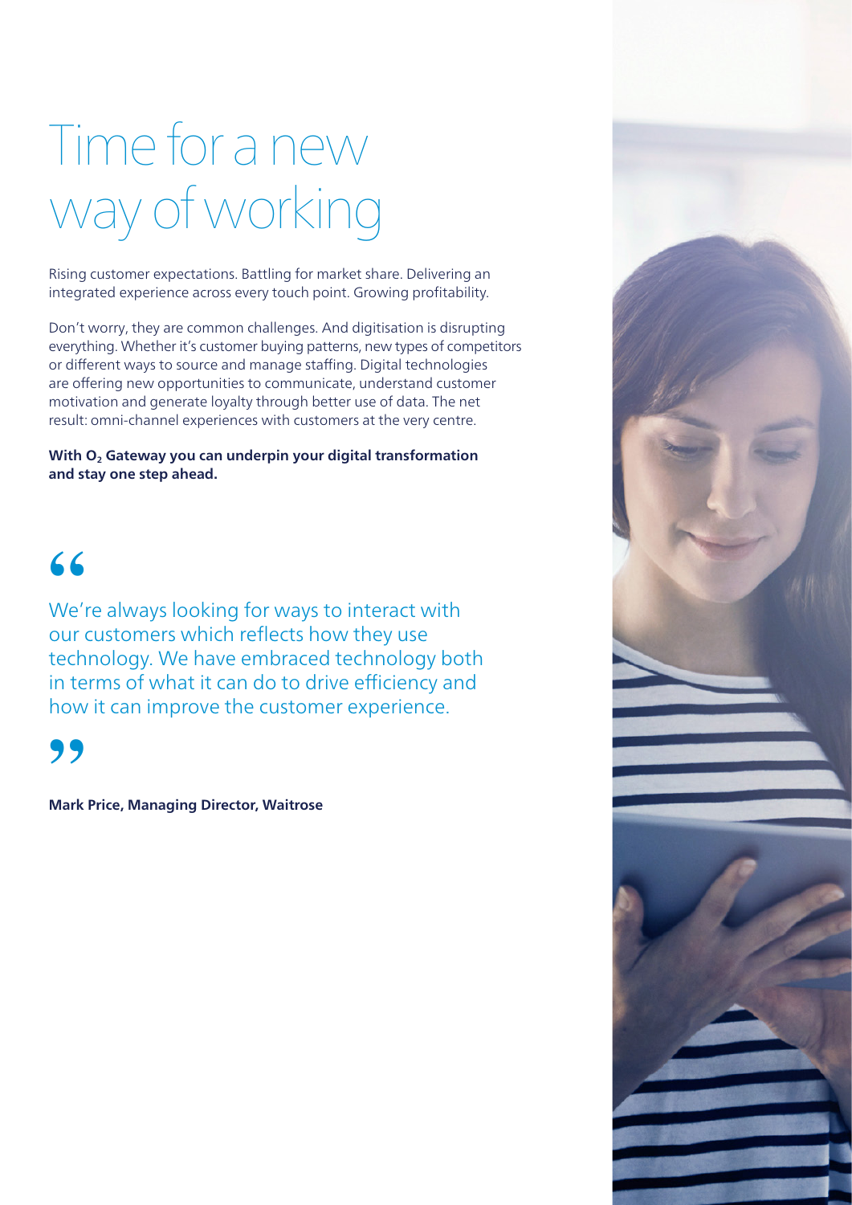# Time for a new way of working

Rising customer expectations. Battling for market share. Delivering an integrated experience across every touch point. Growing profitability.

Don't worry, they are common challenges. And digitisation is disrupting everything. Whether it's customer buying patterns, new types of competitors or different ways to source and manage staffing. Digital technologies are offering new opportunities to communicate, understand customer motivation and generate loyalty through better use of data. The net result: omni-channel experiences with customers at the very centre.

**With $O_2$ Gateway you can underpin your digital transformation and stay one step ahead.**

> We're always looking for ways to interact with our customers which reflects how they use technology. We have embraced technology both in terms of what it can do to drive efficiency and how it can improve the customer experience.

**Mark Price, Managing Director, Waitrose**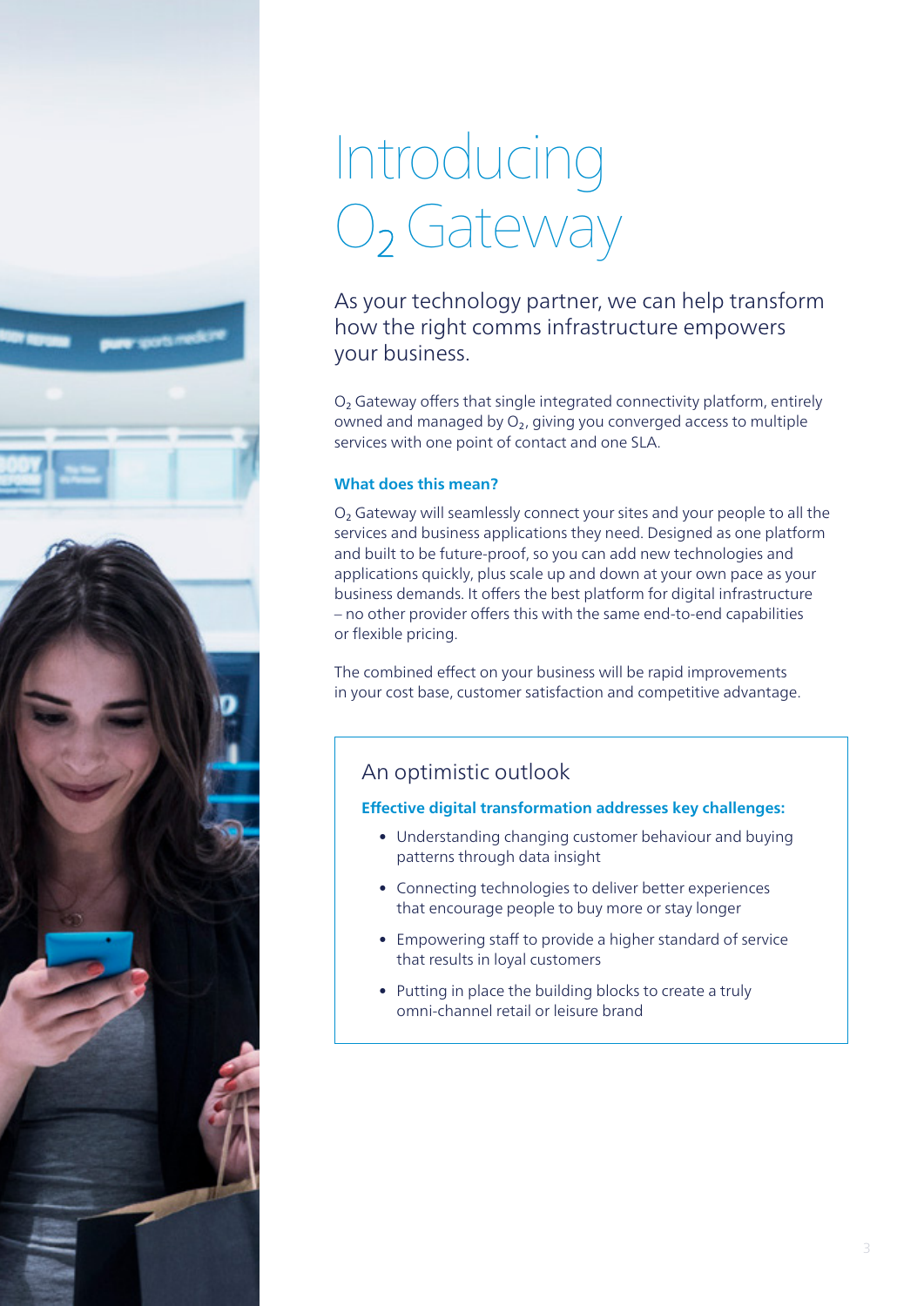# Introducing $O_2$ Gateway

As your technology partner, we can help transform how the right comms infrastructure empowers your business.

$O_2$ Gateway offers that single integrated connectivity platform, entirely owned and managed by $O_2$, giving you converged access to multiple services with one point of contact and one SLA.

**What does this mean?**

$O_2$ Gateway will seamlessly connect your sites and your people to all the services and business applications they need. Designed as one platform and built to be future-proof, so you can add new technologies and applications quickly, plus scale up and down at your own pace as your business demands. It offers the best platform for digital infrastructure – no other provider offers this with the same end-to-end capabilities or flexible pricing.

The combined effect on your business will be rapid improvements in your cost base, customer satisfaction and competitive advantage.

## An optimistic outlook

**Effective digital transformation addresses key challenges:**

- Understanding changing customer behaviour and buying patterns through data insight
- Connecting technologies to deliver better experiences that encourage people to buy more or stay longer
- Empowering staff to provide a higher standard of service that results in loyal customers
- Putting in place the building blocks to create a truly omni-channel retail or leisure brand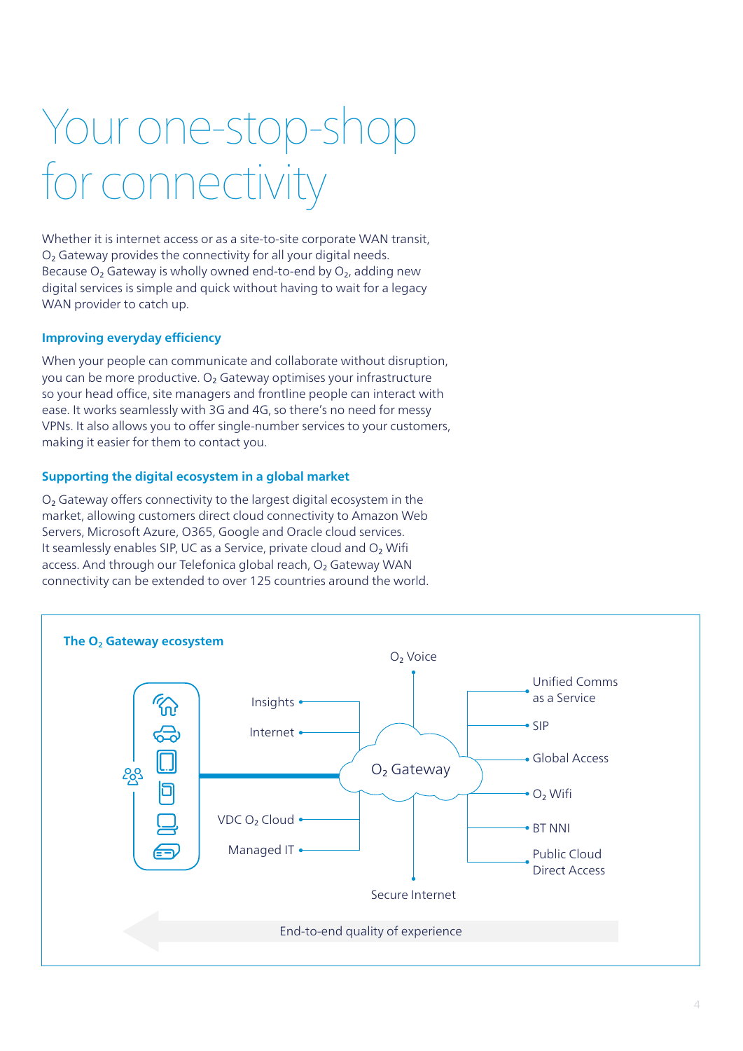# Your one-stop-shop for connectivity

Whether it is internet access or as a site-to-site corporate WAN transit, $O_2$ Gateway provides the connectivity for all your digital needs. Because $O_2$ Gateway is wholly owned end-to-end by $O_2$, adding new digital services is simple and quick without having to wait for a legacy WAN provider to catch up.

### Improving everyday efficiency

When your people can communicate and collaborate without disruption, you can be more productive. $O_2$ Gateway optimises your infrastructure so your head office, site managers and frontline people can interact with ease. It works seamlessly with 3G and 4G, so there's no need for messy VPNs. It also allows you to offer single-number services to your customers, making it easier for them to contact you.

### Supporting the digital ecosystem in a global market

$O_2$ Gateway offers connectivity to the largest digital ecosystem in the market, allowing customers direct cloud connectivity to Amazon Web Servers, Microsoft Azure, O365, Google and Oracle cloud services. It seamlessly enables SIP, UC as a Service, private cloud and $O_2$ Wifi access. And through our Telefonica global reach, $O_2$ Gateway WAN connectivity can be extended to over 125 countries around the world.

### The $O_2$ Gateway ecosystem

$O_2$ Gateway

- $O_2$ Voice
- Insights
- Internet
- VDC $O_2$ Cloud
- Managed IT
- Secure Internet
- Unified Comms as a Service
- SIP
- Global Access
- $O_2$ Wifi
- BT NNI
- Public Cloud Direct Access

End-to-end quality of experience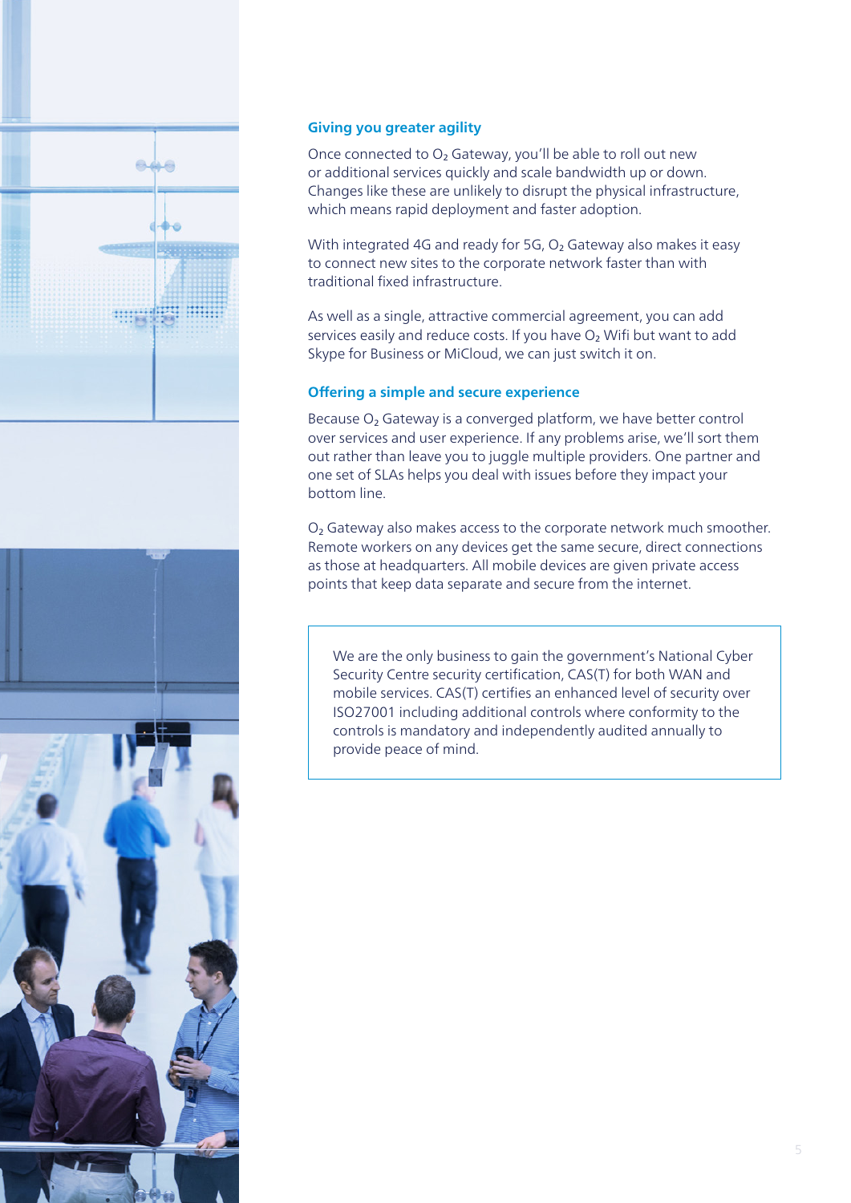### Giving you greater agility

Once connected to $O_2$ Gateway, you'll be able to roll out new or additional services quickly and scale bandwidth up or down. Changes like these are unlikely to disrupt the physical infrastructure, which means rapid deployment and faster adoption.

With integrated 4G and ready for 5G, $O_2$ Gateway also makes it easy to connect new sites to the corporate network faster than with traditional fixed infrastructure.

As well as a single, attractive commercial agreement, you can add services easily and reduce costs. If you have $O_2$ Wifi but want to add Skype for Business or MiCloud, we can just switch it on.

### Offering a simple and secure experience

Because $O_2$ Gateway is a converged platform, we have better control over services and user experience. If any problems arise, we'll sort them out rather than leave you to juggle multiple providers. One partner and one set of SLAs helps you deal with issues before they impact your bottom line.

$O_2$ Gateway also makes access to the corporate network much smoother. Remote workers on any devices get the same secure, direct connections as those at headquarters. All mobile devices are given private access points that keep data separate and secure from the internet.

> We are the only business to gain the government's National Cyber Security Centre security certification, CAS(T) for both WAN and mobile services. CAS(T) certifies an enhanced level of security over ISO27001 including additional controls where conformity to the controls is mandatory and independently audited annually to provide peace of mind.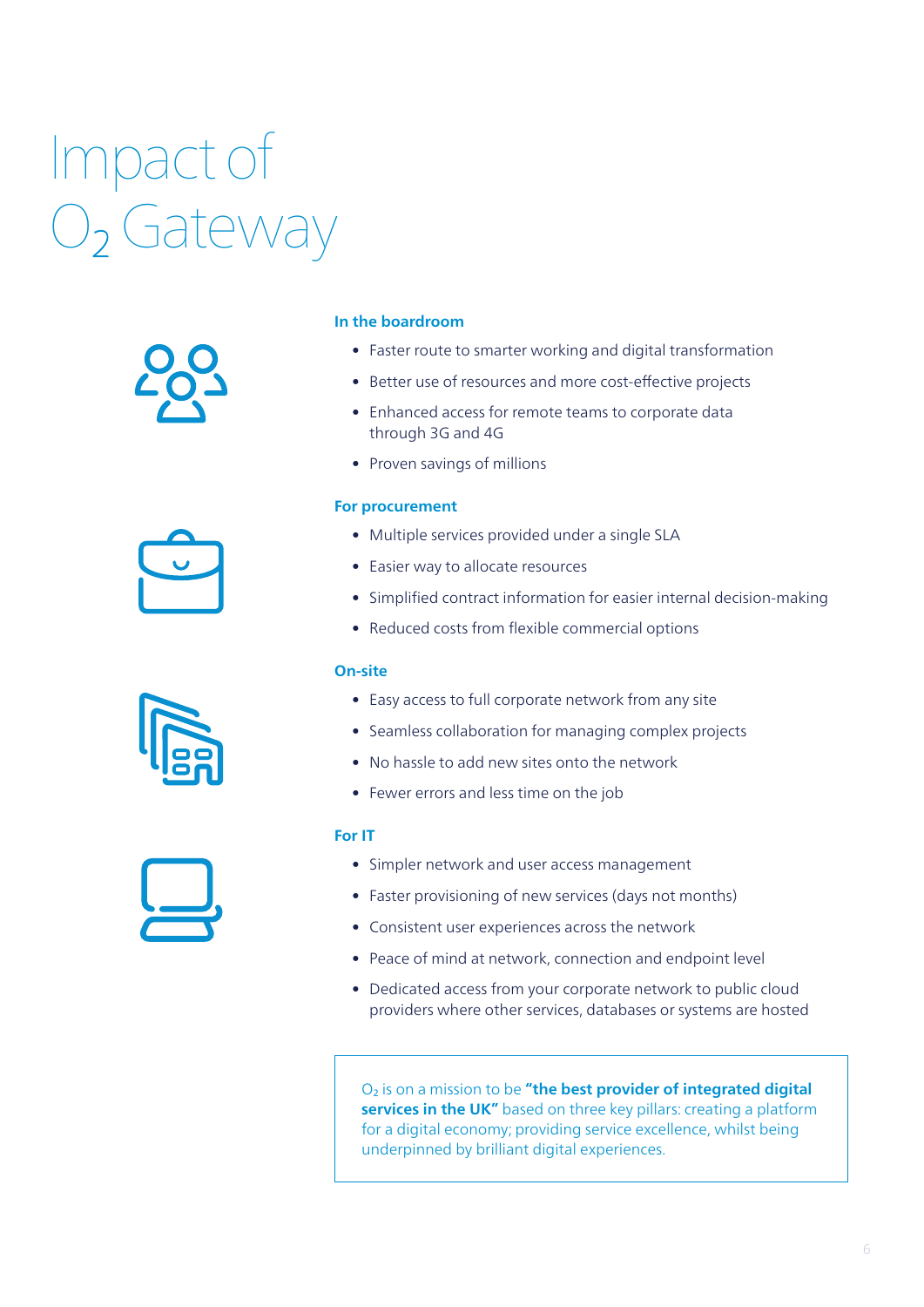# Impact of $O_2$ Gateway

### In the boardroom

- Faster route to smarter working and digital transformation
- Better use of resources and more cost-effective projects
- Enhanced access for remote teams to corporate data through 3G and 4G
- Proven savings of millions

### For procurement

- Multiple services provided under a single SLA
- Easier way to allocate resources
- Simplified contract information for easier internal decision-making
- Reduced costs from flexible commercial options

### On-site

- Easy access to full corporate network from any site
- Seamless collaboration for managing complex projects
- No hassle to add new sites onto the network
- Fewer errors and less time on the job

### For IT

- Simpler network and user access management
- Faster provisioning of new services (days not months)
- Consistent user experiences across the network
- Peace of mind at network, connection and endpoint level
- Dedicated access from your corporate network to public cloud providers where other services, databases or systems are hosted

$O_2$ is on a mission to be **"the best provider of integrated digital services in the UK"** based on three key pillars: creating a platform for a digital economy; providing service excellence, whilst being underpinned by brilliant digital experiences.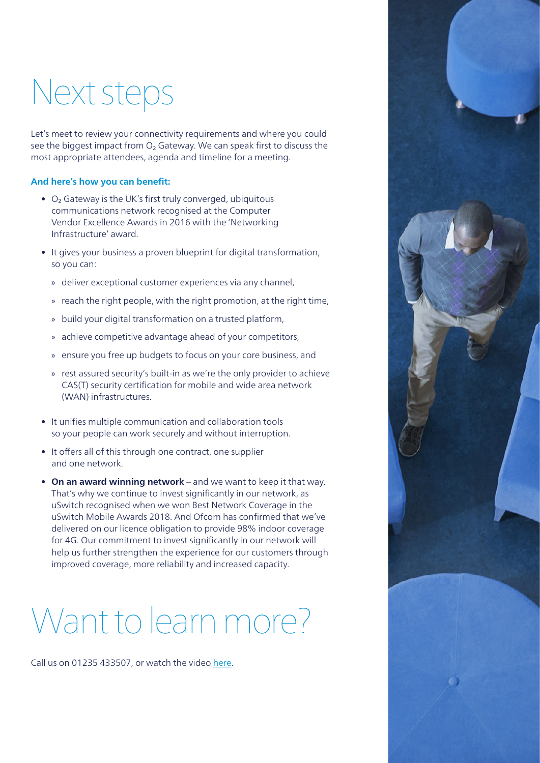# Next steps

Let's meet to review your connectivity requirements and where you could see the biggest impact from $O_2$ Gateway. We can speak first to discuss the most appropriate attendees, agenda and timeline for a meeting.

### And here's how you can benefit:

- $O_2$ Gateway is the UK's first truly converged, ubiquitous communications network recognised at the Computer Vendor Excellence Awards in 2016 with the 'Networking Infrastructure' award.
- It gives your business a proven blueprint for digital transformation, so you can:
  - deliver exceptional customer experiences via any channel,
  - reach the right people, with the right promotion, at the right time,
  - build your digital transformation on a trusted platform,
  - achieve competitive advantage ahead of your competitors,
  - ensure you free up budgets to focus on your core business, and
  - rest assured security's built-in as we're the only provider to achieve CAS(T) security certification for mobile and wide area network (WAN) infrastructures.
- It unifies multiple communication and collaboration tools so your people can work securely and without interruption.
- It offers all of this through one contract, one supplier and one network.
- **On an award winning network** – and we want to keep it that way. That's why we continue to invest significantly in our network, as uSwitch recognised when we won Best Network Coverage in the uSwitch Mobile Awards 2018. And Ofcom has confirmed that we've delivered on our licence obligation to provide 98% indoor coverage for 4G. Our commitment to invest significantly in our network will help us further strengthen the experience for our customers through improved coverage, more reliability and increased capacity.

# Want to learn more?

Call us on 01235 433507, or watch the video here.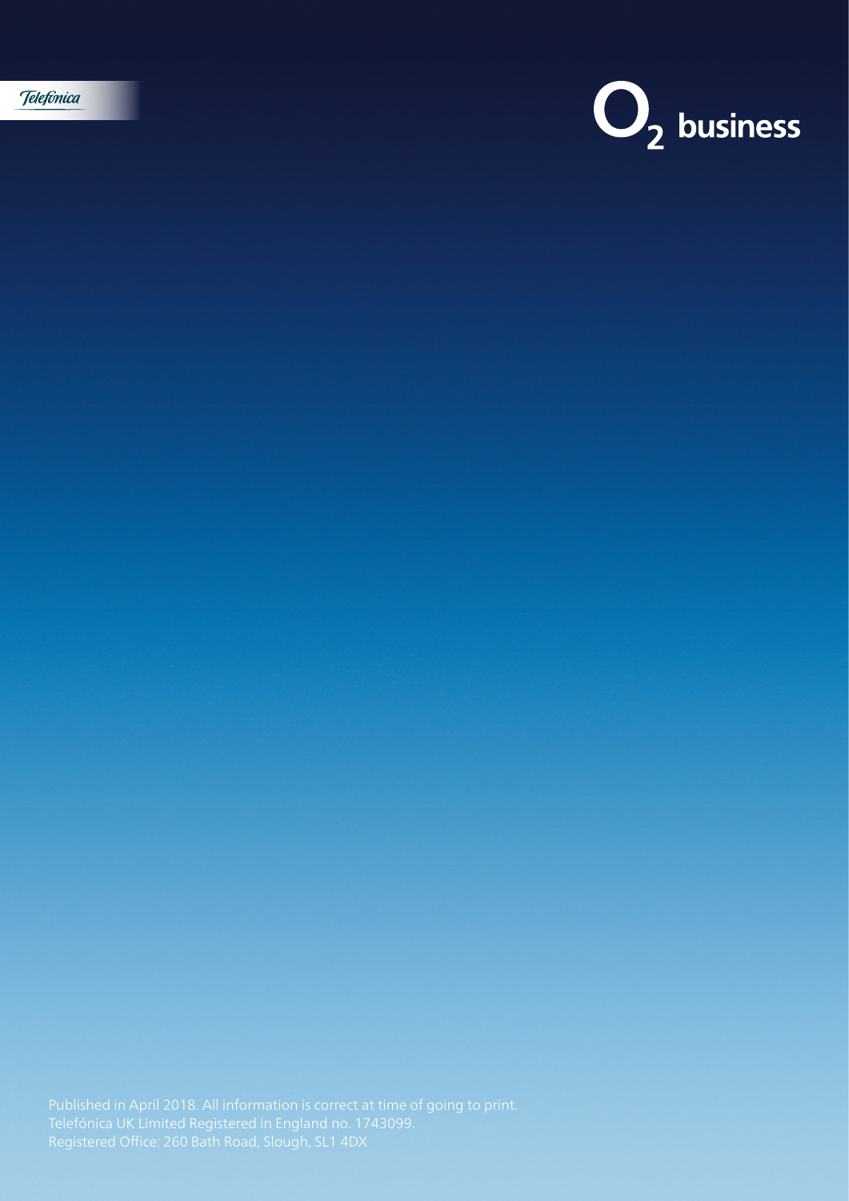Telefónica

$O_2$ business

Published in April 2018. All information is correct at time of going to print.
Telefónica UK Limited Registered in England no. 1743099.
Registered Office: 260 Bath Road, Slough, SL1 4DX